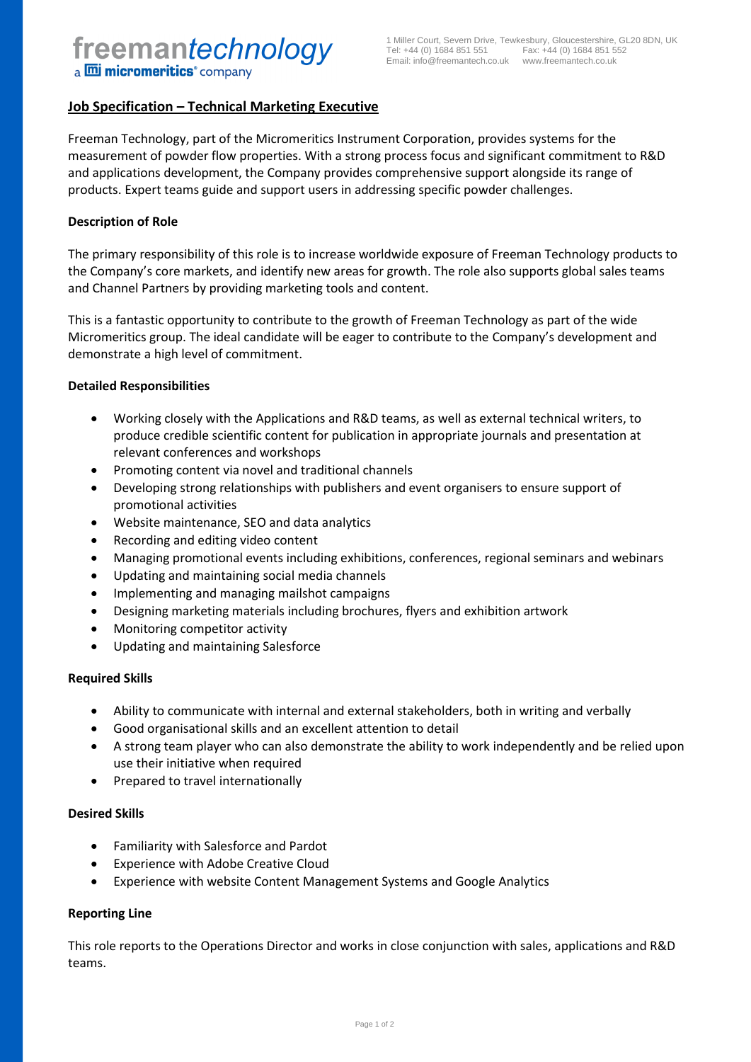freeman*technology*
a micromeritics® company

1 Miller Court, Severn Drive, Tewkesbury, Gloucestershire, GL20 8DN, UK
Tel: +44 (0) 1684 851 551 Fax: +44 (0) 1684 851 552
Email: info@freemantech.co.uk www.freemantech.co.uk

## Job Specification – Technical Marketing Executive

Freeman Technology, part of the Micromeritics Instrument Corporation, provides systems for the measurement of powder flow properties. With a strong process focus and significant commitment to R&D and applications development, the Company provides comprehensive support alongside its range of products. Expert teams guide and support users in addressing specific powder challenges.

### Description of Role

The primary responsibility of this role is to increase worldwide exposure of Freeman Technology products to the Company's core markets, and identify new areas for growth. The role also supports global sales teams and Channel Partners by providing marketing tools and content.

This is a fantastic opportunity to contribute to the growth of Freeman Technology as part of the wide Micromeritics group. The ideal candidate will be eager to contribute to the Company's development and demonstrate a high level of commitment.

### Detailed Responsibilities

- Working closely with the Applications and R&D teams, as well as external technical writers, to produce credible scientific content for publication in appropriate journals and presentation at relevant conferences and workshops
- Promoting content via novel and traditional channels
- Developing strong relationships with publishers and event organisers to ensure support of promotional activities
- Website maintenance, SEO and data analytics
- Recording and editing video content
- Managing promotional events including exhibitions, conferences, regional seminars and webinars
- Updating and maintaining social media channels
- Implementing and managing mailshot campaigns
- Designing marketing materials including brochures, flyers and exhibition artwork
- Monitoring competitor activity
- Updating and maintaining Salesforce

### Required Skills

- Ability to communicate with internal and external stakeholders, both in writing and verbally
- Good organisational skills and an excellent attention to detail
- A strong team player who can also demonstrate the ability to work independently and be relied upon use their initiative when required
- Prepared to travel internationally

### Desired Skills

- Familiarity with Salesforce and Pardot
- Experience with Adobe Creative Cloud
- Experience with website Content Management Systems and Google Analytics

### Reporting Line

This role reports to the Operations Director and works in close conjunction with sales, applications and R&D teams.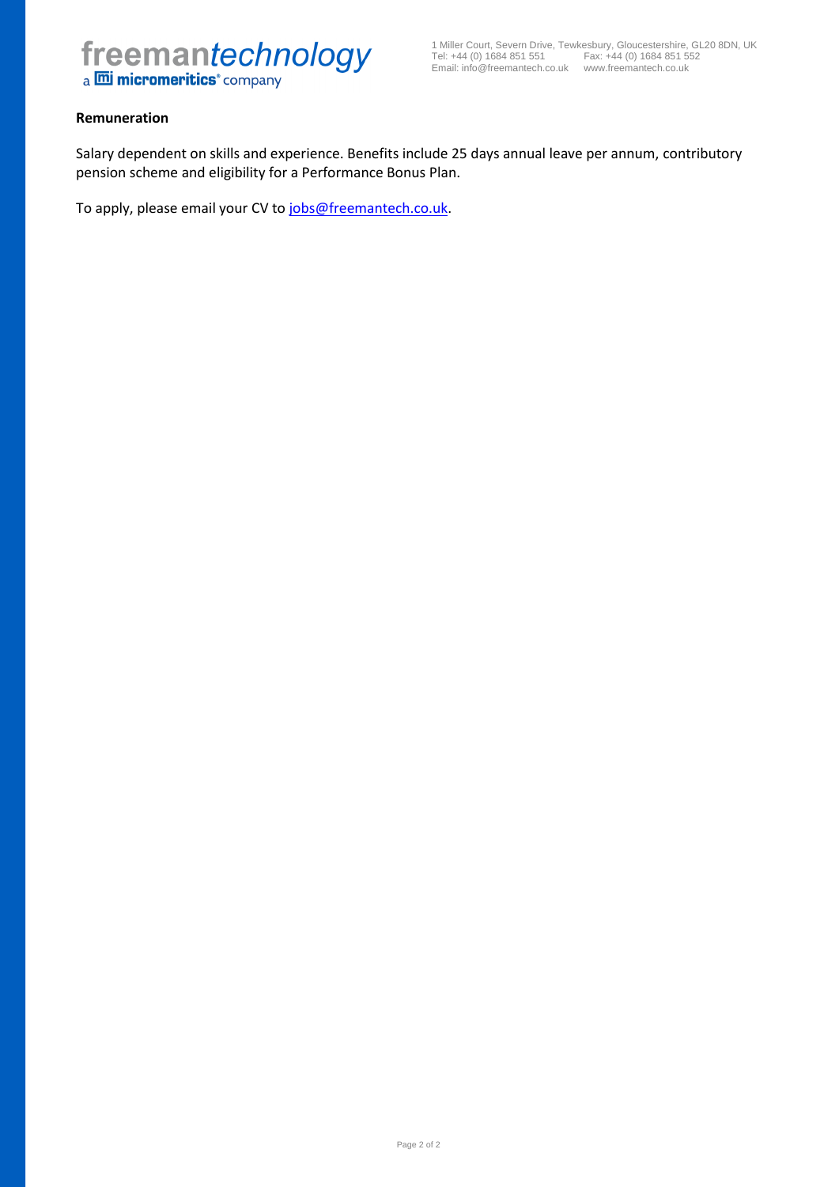**Remuneration**

Salary dependent on skills and experience. Benefits include 25 days annual leave per annum, contributory pension scheme and eligibility for a Performance Bonus Plan.

To apply, please email your CV to jobs@freemantech.co.uk.